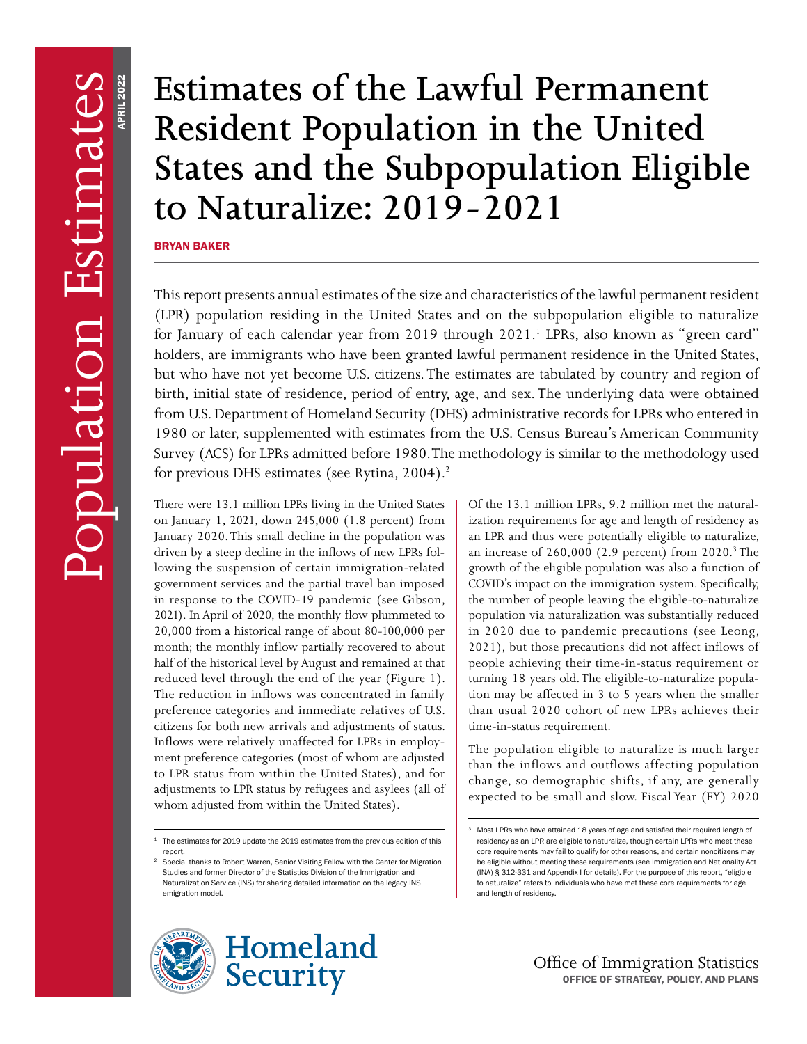# Estimates of the Lawful Permanent Resident Population in the United States and the Subpopulation Eligible to Naturalize: 2019-2021

**BRYAN BAKER**

This report presents annual estimates of the size and characteristics of the lawful permanent resident (LPR) population residing in the United States and on the subpopulation eligible to naturalize for January of each calendar year from 2019 through 2021.[1] LPRs, also known as "green card" holders, are immigrants who have been granted lawful permanent residence in the United States, but who have not yet become U.S. citizens. The estimates are tabulated by country and region of birth, initial state of residence, period of entry, age, and sex. The underlying data were obtained from U.S. Department of Homeland Security (DHS) administrative records for LPRs who entered in 1980 or later, supplemented with estimates from the U.S. Census Bureau's American Community Survey (ACS) for LPRs admitted before 1980. The methodology is similar to the methodology used for previous DHS estimates (see Rytina, 2004).[2]

There were 13.1 million LPRs living in the United States on January 1, 2021, down 245,000 (1.8 percent) from January 2020. This small decline in the population was driven by a steep decline in the inflows of new LPRs following the suspension of certain immigration-related government services and the partial travel ban imposed in response to the COVID-19 pandemic (see Gibson, 2021). In April of 2020, the monthly flow plummeted to 20,000 from a historical range of about 80-100,000 per month; the monthly inflow partially recovered to about half of the historical level by August and remained at that reduced level through the end of the year (Figure 1). The reduction in inflows was concentrated in family preference categories and immediate relatives of U.S. citizens for both new arrivals and adjustments of status. Inflows were relatively unaffected for LPRs in employment preference categories (most of whom are adjusted to LPR status from within the United States), and for adjustments to LPR status by refugees and asylees (all of whom adjusted from within the United States).

Of the 13.1 million LPRs, 9.2 million met the naturalization requirements for age and length of residency as an LPR and thus were potentially eligible to naturalize, an increase of 260,000 (2.9 percent) from 2020.[3] The growth of the eligible population was also a function of COVID's impact on the immigration system. Specifically, the number of people leaving the eligible-to-naturalize population via naturalization was substantially reduced in 2020 due to pandemic precautions (see Leong, 2021), but those precautions did not affect inflows of people achieving their time-in-status requirement or turning 18 years old. The eligible-to-naturalize population may be affected in 3 to 5 years when the smaller than usual 2020 cohort of new LPRs achieves their time-in-status requirement.

The population eligible to naturalize is much larger than the inflows and outflows affecting population change, so demographic shifts, if any, are generally expected to be small and slow. Fiscal Year (FY) 2020

---

[1] The estimates for 2019 update the 2019 estimates from the previous edition of this report.

[2] Special thanks to Robert Warren, Senior Visiting Fellow with the Center for Migration Studies and former Director of the Statistics Division of the Immigration and Naturalization Service (INS) for sharing detailed information on the legacy INS emigration model.

[3] Most LPRs who have attained 18 years of age and satisfied their required length of residency as an LPR are eligible to naturalize, though certain LPRs who meet these core requirements may fail to qualify for other reasons, and certain noncitizens may be eligible without meeting these requirements (see Immigration and Nationality Act (INA) § 312-331 and Appendix I for details). For the purpose of this report, "eligible to naturalize" refers to individuals who have met these core requirements for age and length of residency.

Office of Immigration Statistics
OFFICE OF STRATEGY, POLICY, AND PLANS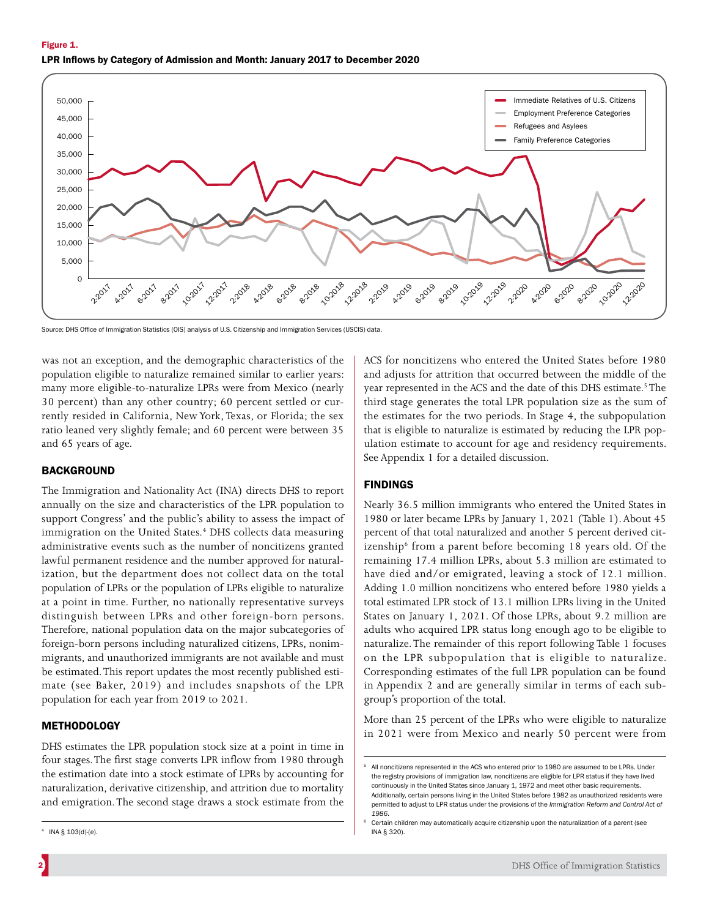**Figure 1.**

**LPR Inflows by Category of Admission and Month: January 2017 to December 2020**

Source: DHS Office of Immigration Statistics (OIS) analysis of U.S. Citizenship and Immigration Services (USCIS) data.

was not an exception, and the demographic characteristics of the population eligible to naturalize remained similar to earlier years: many more eligible-to-naturalize LPRs were from Mexico (nearly 30 percent) than any other country; 60 percent settled or currently resided in California, New York, Texas, or Florida; the sex ratio leaned very slightly female; and 60 percent were between 35 and 65 years of age.

## BACKGROUND

The Immigration and Nationality Act (INA) directs DHS to report annually on the size and characteristics of the LPR population to support Congress' and the public's ability to assess the impact of immigration on the United States.[4] DHS collects data measuring administrative events such as the number of noncitizens granted lawful permanent residence and the number approved for naturalization, but the department does not collect data on the total population of LPRs or the population of LPRs eligible to naturalize at a point in time. Further, no nationally representative surveys distinguish between LPRs and other foreign-born persons. Therefore, national population data on the major subcategories of foreign-born persons including naturalized citizens, LPRs, nonimmigrants, and unauthorized immigrants are not available and must be estimated. This report updates the most recently published estimate (see Baker, 2019) and includes snapshots of the LPR population for each year from 2019 to 2021.

## METHODOLOGY

DHS estimates the LPR population stock size at a point in time in four stages. The first stage converts LPR inflow from 1980 through the estimation date into a stock estimate of LPRs by accounting for naturalization, derivative citizenship, and attrition due to mortality and emigration. The second stage draws a stock estimate from the ACS for noncitizens who entered the United States before 1980 and adjusts for attrition that occurred between the middle of the year represented in the ACS and the date of this DHS estimate.[5] The third stage generates the total LPR population size as the sum of the estimates for the two periods. In Stage 4, the subpopulation that is eligible to naturalize is estimated by reducing the LPR population estimate to account for age and residency requirements. See Appendix 1 for a detailed discussion.

## FINDINGS

Nearly 36.5 million immigrants who entered the United States in 1980 or later became LPRs by January 1, 2021 (Table 1). About 45 percent of that total naturalized and another 5 percent derived citizenship[6] from a parent before becoming 18 years old. Of the remaining 17.4 million LPRs, about 5.3 million are estimated to have died and/or emigrated, leaving a stock of 12.1 million. Adding 1.0 million noncitizens who entered before 1980 yields a total estimated LPR stock of 13.1 million LPRs living in the United States on January 1, 2021. Of those LPRs, about 9.2 million are adults who acquired LPR status long enough ago to be eligible to naturalize. The remainder of this report following Table 1 focuses on the LPR subpopulation that is eligible to naturalize. Corresponding estimates of the full LPR population can be found in Appendix 2 and are generally similar in terms of each subgroup's proportion of the total.

More than 25 percent of the LPRs who were eligible to naturalize in 2021 were from Mexico and nearly 50 percent were from

---

[4] INA § 103(d)-(e).

[5] All noncitizens represented in the ACS who entered prior to 1980 are assumed to be LPRs. Under the registry provisions of immigration law, noncitizens are eligible for LPR status if they have lived continuously in the United States since January 1, 1972 and meet other basic requirements. Additionally, certain persons living in the United States before 1982 as unauthorized residents were permitted to adjust to LPR status under the provisions of the *Immigration Reform and Control Act of 1986*.

[6] Certain children may automatically acquire citizenship upon the naturalization of a parent (see INA § 320).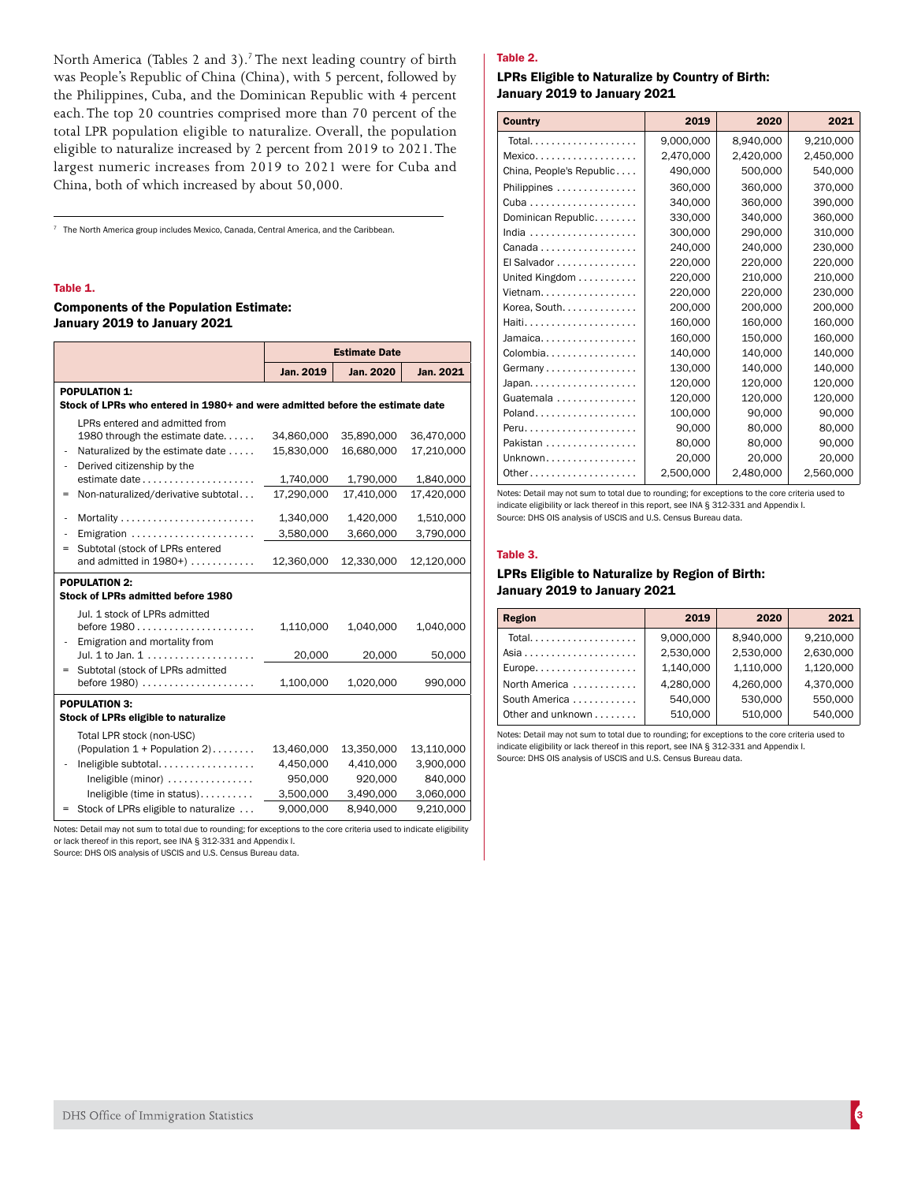North America (Tables 2 and 3).[7] The next leading country of birth was People's Republic of China (China), with 5 percent, followed by the Philippines, Cuba, and the Dominican Republic with 4 percent each. The top 20 countries comprised more than 70 percent of the total LPR population eligible to naturalize. Overall, the population eligible to naturalize increased by 2 percent from 2019 to 2021. The largest numeric increases from 2019 to 2021 were for Cuba and China, both of which increased by about 50,000.

[7] The North America group includes Mexico, Canada, Central America, and the Caribbean.

**Table 1.**

**Components of the Population Estimate: January 2019 to January 2021**

| | Estimate Date | | |
|---|---|---|---|
| | Jan. 2019 | Jan. 2020 | Jan. 2021 |
| **POPULATION 1: Stock of LPRs who entered in 1980+ and were admitted before the estimate date** | | | |
| LPRs entered and admitted from 1980 through the estimate date | 34,860,000 | 35,890,000 | 36,470,000 |
| - Naturalized by the estimate date | 15,830,000 | 16,680,000 | 17,210,000 |
| - Derived citizenship by the estimate date | 1,740,000 | 1,790,000 | 1,840,000 |
| = Non-naturalized/derivative subtotal | 17,290,000 | 17,410,000 | 17,420,000 |
| - Mortality | 1,340,000 | 1,420,000 | 1,510,000 |
| - Emigration | 3,580,000 | 3,660,000 | 3,790,000 |
| = Subtotal (stock of LPRs entered and admitted in 1980+) | 12,360,000 | 12,330,000 | 12,120,000 |
| **POPULATION 2: Stock of LPRs admitted before 1980** | | | |
| Jul. 1 stock of LPRs admitted before 1980 | 1,110,000 | 1,040,000 | 1,040,000 |
| - Emigration and mortality from Jul. 1 to Jan. 1 | 20,000 | 20,000 | 50,000 |
| = Subtotal (stock of LPRs admitted before 1980) | 1,100,000 | 1,020,000 | 990,000 |
| **POPULATION 3: Stock of LPRs eligible to naturalize** | | | |
| Total LPR stock (non-USC) (Population 1 + Population 2) | 13,460,000 | 13,350,000 | 13,110,000 |
| - Ineligible subtotal | 4,450,000 | 4,410,000 | 3,900,000 |
| Ineligible (minor) | 950,000 | 920,000 | 840,000 |
| Ineligible (time in status) | 3,500,000 | 3,490,000 | 3,060,000 |
| = Stock of LPRs eligible to naturalize | 9,000,000 | 8,940,000 | 9,210,000 |

Notes: Detail may not sum to total due to rounding; for exceptions to the core criteria used to indicate eligibility or lack thereof in this report, see INA § 312-331 and Appendix I.
Source: DHS OIS analysis of USCIS and U.S. Census Bureau data.

**Table 2.**

**LPRs Eligible to Naturalize by Country of Birth: January 2019 to January 2021**

| Country | 2019 | 2020 | 2021 |
|---|---|---|---|
| Total | 9,000,000 | 8,940,000 | 9,210,000 |
| Mexico | 2,470,000 | 2,420,000 | 2,450,000 |
| China, People's Republic | 490,000 | 500,000 | 540,000 |
| Philippines | 360,000 | 360,000 | 370,000 |
| Cuba | 340,000 | 360,000 | 390,000 |
| Dominican Republic | 330,000 | 340,000 | 360,000 |
| India | 300,000 | 290,000 | 310,000 |
| Canada | 240,000 | 240,000 | 230,000 |
| El Salvador | 220,000 | 220,000 | 220,000 |
| United Kingdom | 220,000 | 210,000 | 210,000 |
| Vietnam | 220,000 | 220,000 | 230,000 |
| Korea, South | 200,000 | 200,000 | 200,000 |
| Haiti | 160,000 | 160,000 | 160,000 |
| Jamaica | 160,000 | 150,000 | 160,000 |
| Colombia | 140,000 | 140,000 | 140,000 |
| Germany | 130,000 | 140,000 | 140,000 |
| Japan | 120,000 | 120,000 | 120,000 |
| Guatemala | 120,000 | 120,000 | 120,000 |
| Poland | 100,000 | 90,000 | 90,000 |
| Peru | 90,000 | 80,000 | 80,000 |
| Pakistan | 80,000 | 80,000 | 90,000 |
| Unknown | 20,000 | 20,000 | 20,000 |
| Other | 2,500,000 | 2,480,000 | 2,560,000 |

Notes: Detail may not sum to total due to rounding; for exceptions to the core criteria used to indicate eligibility or lack thereof in this report, see INA § 312-331 and Appendix I.
Source: DHS OIS analysis of USCIS and U.S. Census Bureau data.

**Table 3.**

**LPRs Eligible to Naturalize by Region of Birth: January 2019 to January 2021**

| Region | 2019 | 2020 | 2021 |
|---|---|---|---|
| Total | 9,000,000 | 8,940,000 | 9,210,000 |
| Asia | 2,530,000 | 2,530,000 | 2,630,000 |
| Europe | 1,140,000 | 1,110,000 | 1,120,000 |
| North America | 4,280,000 | 4,260,000 | 4,370,000 |
| South America | 540,000 | 530,000 | 550,000 |
| Other and unknown | 510,000 | 510,000 | 540,000 |

Notes: Detail may not sum to total due to rounding; for exceptions to the core criteria used to indicate eligibility or lack thereof in this report, see INA § 312-331 and Appendix I.
Source: DHS OIS analysis of USCIS and U.S. Census Bureau data.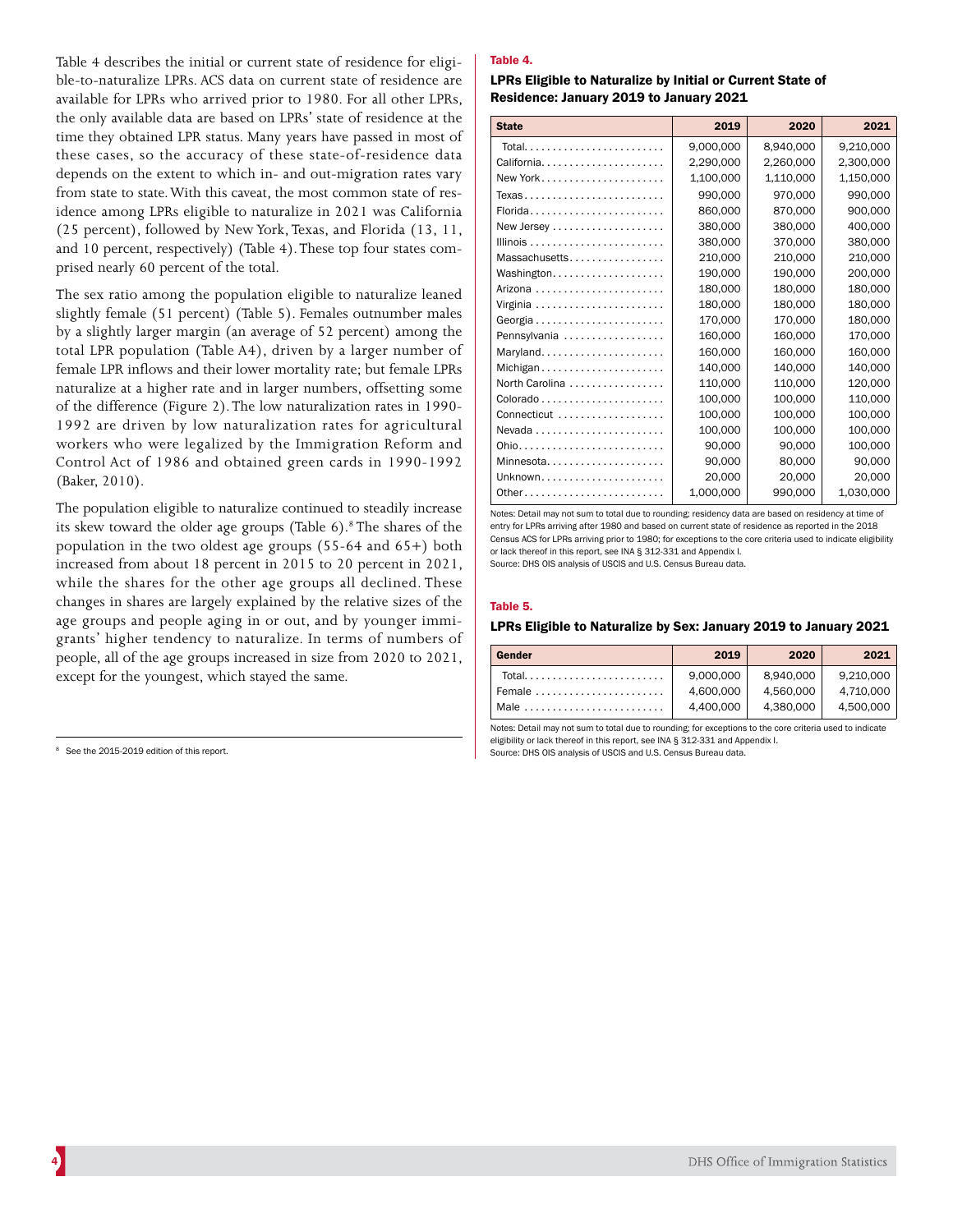Table 4 describes the initial or current state of residence for eligible-to-naturalize LPRs. ACS data on current state of residence are available for LPRs who arrived prior to 1980. For all other LPRs, the only available data are based on LPRs' state of residence at the time they obtained LPR status. Many years have passed in most of these cases, so the accuracy of these state-of-residence data depends on the extent to which in- and out-migration rates vary from state to state. With this caveat, the most common state of residence among LPRs eligible to naturalize in 2021 was California (25 percent), followed by New York, Texas, and Florida (13, 11, and 10 percent, respectively) (Table 4). These top four states comprised nearly 60 percent of the total.

The sex ratio among the population eligible to naturalize leaned slightly female (51 percent) (Table 5). Females outnumber males by a slightly larger margin (an average of 52 percent) among the total LPR population (Table A4), driven by a larger number of female LPR inflows and their lower mortality rate; but female LPRs naturalize at a higher rate and in larger numbers, offsetting some of the difference (Figure 2). The low naturalization rates in 1990-1992 are driven by low naturalization rates for agricultural workers who were legalized by the Immigration Reform and Control Act of 1986 and obtained green cards in 1990-1992 (Baker, 2010).

The population eligible to naturalize continued to steadily increase its skew toward the older age groups (Table 6).[8] The shares of the population in the two oldest age groups (55-64 and 65+) both increased from about 18 percent in 2015 to 20 percent in 2021, while the shares for the other age groups all declined. These changes in shares are largely explained by the relative sizes of the age groups and people aging in or out, and by younger immigrants' higher tendency to naturalize. In terms of numbers of people, all of the age groups increased in size from 2020 to 2021, except for the youngest, which stayed the same.

[8] See the 2015-2019 edition of this report.

**Table 4.**

**LPRs Eligible to Naturalize by Initial or Current State of Residence: January 2019 to January 2021**

| State | 2019 | 2020 | 2021 |
|---|---|---|---|
| Total | 9,000,000 | 8,940,000 | 9,210,000 |
| California | 2,290,000 | 2,260,000 | 2,300,000 |
| New York | 1,100,000 | 1,110,000 | 1,150,000 |
| Texas | 990,000 | 970,000 | 990,000 |
| Florida | 860,000 | 870,000 | 900,000 |
| New Jersey | 380,000 | 380,000 | 400,000 |
| Illinois | 380,000 | 370,000 | 380,000 |
| Massachusetts | 210,000 | 210,000 | 210,000 |
| Washington | 190,000 | 190,000 | 200,000 |
| Arizona | 180,000 | 180,000 | 180,000 |
| Virginia | 180,000 | 180,000 | 180,000 |
| Georgia | 170,000 | 170,000 | 180,000 |
| Pennsylvania | 160,000 | 160,000 | 170,000 |
| Maryland | 160,000 | 160,000 | 160,000 |
| Michigan | 140,000 | 140,000 | 140,000 |
| North Carolina | 110,000 | 110,000 | 120,000 |
| Colorado | 100,000 | 100,000 | 110,000 |
| Connecticut | 100,000 | 100,000 | 100,000 |
| Nevada | 100,000 | 100,000 | 100,000 |
| Ohio | 90,000 | 90,000 | 100,000 |
| Minnesota | 90,000 | 80,000 | 90,000 |
| Unknown | 20,000 | 20,000 | 20,000 |
| Other | 1,000,000 | 990,000 | 1,030,000 |

Notes: Detail may not sum to total due to rounding; residency data are based on residency at time of entry for LPRs arriving after 1980 and based on current state of residence as reported in the 2018 Census ACS for LPRs arriving prior to 1980; for exceptions to the core criteria used to indicate eligibility or lack thereof in this report, see INA § 312-331 and Appendix I.
Source: DHS OIS analysis of USCIS and U.S. Census Bureau data.

**Table 5.**

**LPRs Eligible to Naturalize by Sex: January 2019 to January 2021**

| Gender | 2019 | 2020 | 2021 |
|---|---|---|---|
| Total | 9,000,000 | 8,940,000 | 9,210,000 |
| Female | 4,600,000 | 4,560,000 | 4,710,000 |
| Male | 4,400,000 | 4,380,000 | 4,500,000 |

Notes: Detail may not sum to total due to rounding; for exceptions to the core criteria used to indicate eligibility or lack thereof in this report, see INA § 312-331 and Appendix I.
Source: DHS OIS analysis of USCIS and U.S. Census Bureau data.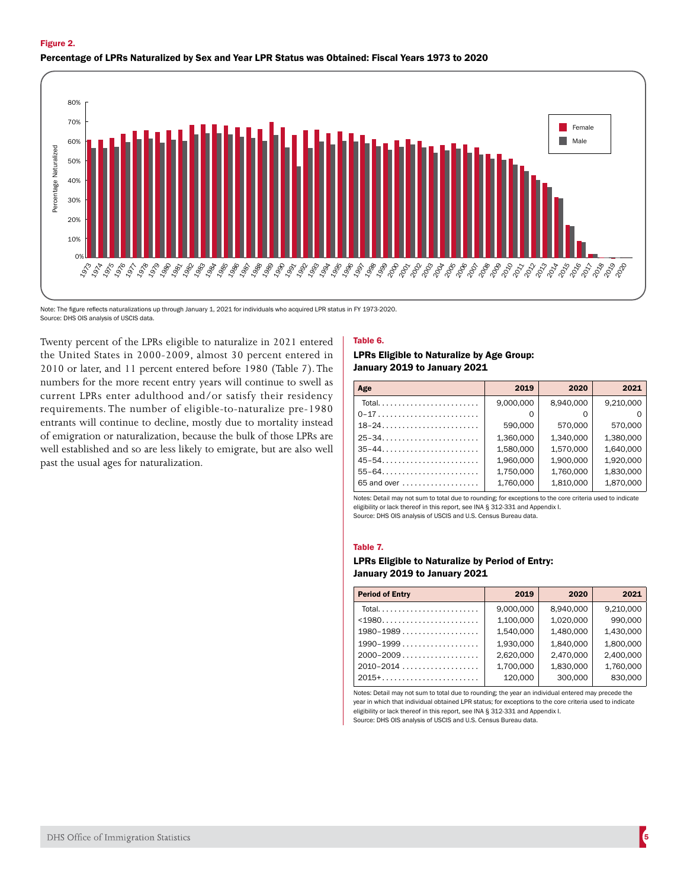**Figure 2.**

**Percentage of LPRs Naturalized by Sex and Year LPR Status was Obtained: Fiscal Years 1973 to 2020**

Note: The figure reflects naturalizations up through January 1, 2021 for individuals who acquired LPR status in FY 1973-2020.
Source: DHS OIS analysis of USCIS data.

Twenty percent of the LPRs eligible to naturalize in 2021 entered the United States in 2000-2009, almost 30 percent entered in 2010 or later, and 11 percent entered before 1980 (Table 7). The numbers for the more recent entry years will continue to swell as current LPRs enter adulthood and/or satisfy their residency requirements. The number of eligible-to-naturalize pre-1980 entrants will continue to decline, mostly due to mortality instead of emigration or naturalization, because the bulk of those LPRs are well established and so are less likely to emigrate, but are also well past the usual ages for naturalization.

**Table 6.**

**LPRs Eligible to Naturalize by Age Group: January 2019 to January 2021**

| Age | 2019 | 2020 | 2021 |
|---|---|---|---|
| Total | 9,000,000 | 8,940,000 | 9,210,000 |
| 0–17 | 0 | 0 | 0 |
| 18–24 | 590,000 | 570,000 | 570,000 |
| 25–34 | 1,360,000 | 1,340,000 | 1,380,000 |
| 35–44 | 1,580,000 | 1,570,000 | 1,640,000 |
| 45–54 | 1,960,000 | 1,900,000 | 1,920,000 |
| 55–64 | 1,750,000 | 1,760,000 | 1,830,000 |
| 65 and over | 1,760,000 | 1,810,000 | 1,870,000 |

Notes: Detail may not sum to total due to rounding; for exceptions to the core criteria used to indicate eligibility or lack thereof in this report, see INA § 312-331 and Appendix I.
Source: DHS OIS analysis of USCIS and U.S. Census Bureau data.

**Table 7.**

**LPRs Eligible to Naturalize by Period of Entry: January 2019 to January 2021**

| Period of Entry | 2019 | 2020 | 2021 |
|---|---|---|---|
| Total | 9,000,000 | 8,940,000 | 9,210,000 |
| <1980 | 1,100,000 | 1,020,000 | 990,000 |
| 1980–1989 | 1,540,000 | 1,480,000 | 1,430,000 |
| 1990–1999 | 1,930,000 | 1,840,000 | 1,800,000 |
| 2000–2009 | 2,620,000 | 2,470,000 | 2,400,000 |
| 2010–2014 | 1,700,000 | 1,830,000 | 1,760,000 |
| 2015+ | 120,000 | 300,000 | 830,000 |

Notes: Detail may not sum to total due to rounding; the year an individual entered may precede the year in which that individual obtained LPR status; for exceptions to the core criteria used to indicate eligibility or lack thereof in this report, see INA § 312-331 and Appendix I.
Source: DHS OIS analysis of USCIS and U.S. Census Bureau data.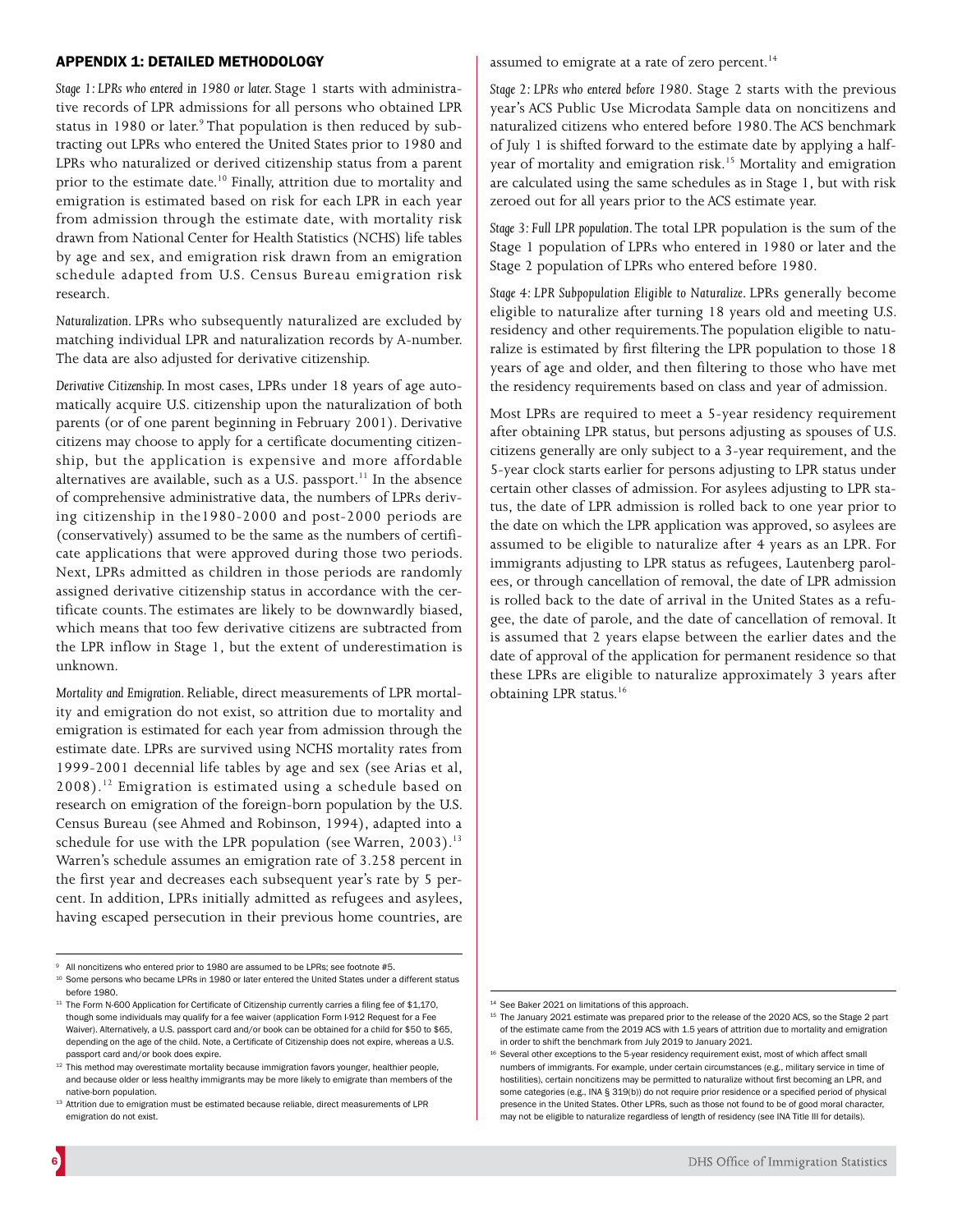## APPENDIX 1: DETAILED METHODOLOGY

*Stage 1: LPRs who entered in 1980 or later.* Stage 1 starts with administrative records of LPR admissions for all persons who obtained LPR status in 1980 or later.[9] That population is then reduced by subtracting out LPRs who entered the United States prior to 1980 and LPRs who naturalized or derived citizenship status from a parent prior to the estimate date.[10] Finally, attrition due to mortality and emigration is estimated based on risk for each LPR in each year from admission through the estimate date, with mortality risk drawn from National Center for Health Statistics (NCHS) life tables by age and sex, and emigration risk drawn from an emigration schedule adapted from U.S. Census Bureau emigration risk research.

*Naturalization.* LPRs who subsequently naturalized are excluded by matching individual LPR and naturalization records by A-number. The data are also adjusted for derivative citizenship.

*Derivative Citizenship.* In most cases, LPRs under 18 years of age automatically acquire U.S. citizenship upon the naturalization of both parents (or of one parent beginning in February 2001). Derivative citizens may choose to apply for a certificate documenting citizenship, but the application is expensive and more affordable alternatives are available, such as a U.S. passport.[11] In the absence of comprehensive administrative data, the numbers of LPRs deriving citizenship in the1980-2000 and post-2000 periods are (conservatively) assumed to be the same as the numbers of certificate applications that were approved during those two periods. Next, LPRs admitted as children in those periods are randomly assigned derivative citizenship status in accordance with the certificate counts. The estimates are likely to be downwardly biased, which means that too few derivative citizens are subtracted from the LPR inflow in Stage 1, but the extent of underestimation is unknown.

*Mortality and Emigration.* Reliable, direct measurements of LPR mortality and emigration do not exist, so attrition due to mortality and emigration is estimated for each year from admission through the estimate date. LPRs are survived using NCHS mortality rates from 1999-2001 decennial life tables by age and sex (see Arias et al, 2008).[12] Emigration is estimated using a schedule based on research on emigration of the foreign-born population by the U.S. Census Bureau (see Ahmed and Robinson, 1994), adapted into a schedule for use with the LPR population (see Warren, 2003).[13] Warren's schedule assumes an emigration rate of 3.258 percent in the first year and decreases each subsequent year's rate by 5 percent. In addition, LPRs initially admitted as refugees and asylees, having escaped persecution in their previous home countries, are assumed to emigrate at a rate of zero percent.[14]

*Stage 2: LPRs who entered before 1980.* Stage 2 starts with the previous year's ACS Public Use Microdata Sample data on noncitizens and naturalized citizens who entered before 1980. The ACS benchmark of July 1 is shifted forward to the estimate date by applying a half-year of mortality and emigration risk.[15] Mortality and emigration are calculated using the same schedules as in Stage 1, but with risk zeroed out for all years prior to the ACS estimate year.

*Stage 3: Full LPR population.* The total LPR population is the sum of the Stage 1 population of LPRs who entered in 1980 or later and the Stage 2 population of LPRs who entered before 1980.

*Stage 4: LPR Subpopulation Eligible to Naturalize.* LPRs generally become eligible to naturalize after turning 18 years old and meeting U.S. residency and other requirements. The population eligible to naturalize is estimated by first filtering the LPR population to those 18 years of age and older, and then filtering to those who have met the residency requirements based on class and year of admission.

Most LPRs are required to meet a 5-year residency requirement after obtaining LPR status, but persons adjusting as spouses of U.S. citizens generally are only subject to a 3-year requirement, and the 5-year clock starts earlier for persons adjusting to LPR status under certain other classes of admission. For asylees adjusting to LPR status, the date of LPR admission is rolled back to one year prior to the date on which the LPR application was approved, so asylees are assumed to be eligible to naturalize after 4 years as an LPR. For immigrants adjusting to LPR status as refugees, Lautenberg parolees, or through cancellation of removal, the date of LPR admission is rolled back to the date of arrival in the United States as a refugee, the date of parole, and the date of cancellation of removal. It is assumed that 2 years elapse between the earlier dates and the date of approval of the application for permanent residence so that these LPRs are eligible to naturalize approximately 3 years after obtaining LPR status.[16]

---

[9] All noncitizens who entered prior to 1980 are assumed to be LPRs; see footnote #5.

[10] Some persons who became LPRs in 1980 or later entered the United States under a different status before 1980.

[11] The Form N-600 Application for Certificate of Citizenship currently carries a filing fee of $1,170, though some individuals may qualify for a fee waiver (application Form I-912 Request for a Fee Waiver). Alternatively, a U.S. passport card and/or book can be obtained for a child for $50 to $65, depending on the age of the child. Note, a Certificate of Citizenship does not expire, whereas a U.S. passport card and/or book does expire.

[12] This method may overestimate mortality because immigration favors younger, healthier people, and because older or less healthy immigrants may be more likely to emigrate than members of the native-born population.

[13] Attrition due to emigration must be estimated because reliable, direct measurements of LPR emigration do not exist.

[14] See Baker 2021 on limitations of this approach.

[15] The January 2021 estimate was prepared prior to the release of the 2020 ACS, so the Stage 2 part of the estimate came from the 2019 ACS with 1.5 years of attrition due to mortality and emigration in order to shift the benchmark from July 2019 to January 2021.

[16] Several other exceptions to the 5-year residency requirement exist, most of which affect small numbers of immigrants. For example, under certain circumstances (e.g., military service in time of hostilities), certain noncitizens may be permitted to naturalize without first becoming an LPR, and some categories (e.g., INA § 319(b)) do not require prior residence or a specified period of physical presence in the United States. Other LPRs, such as those not found to be of good moral character, may not be eligible to naturalize regardless of length of residency (see INA Title III for details).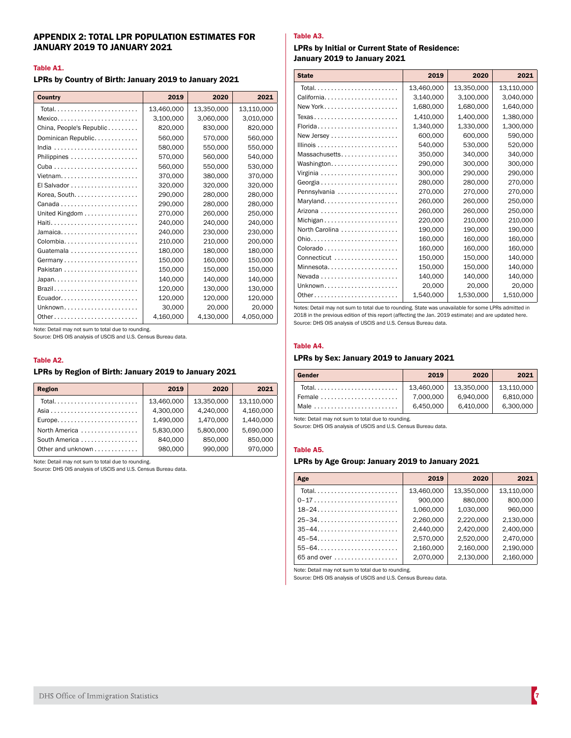## APPENDIX 2: TOTAL LPR POPULATION ESTIMATES FOR JANUARY 2019 TO JANUARY 2021

**Table A1.**

### LPRs by Country of Birth: January 2019 to January 2021

| Country | 2019 | 2020 | 2021 |
|---|---|---|---|
| Total | 13,460,000 | 13,350,000 | 13,110,000 |
| Mexico | 3,100,000 | 3,060,000 | 3,010,000 |
| China, People's Republic | 820,000 | 830,000 | 820,000 |
| Dominican Republic | 560,000 | 570,000 | 560,000 |
| India | 580,000 | 550,000 | 550,000 |
| Philippines | 570,000 | 560,000 | 540,000 |
| Cuba | 560,000 | 550,000 | 530,000 |
| Vietnam | 370,000 | 380,000 | 370,000 |
| El Salvador | 320,000 | 320,000 | 320,000 |
| Korea, South | 290,000 | 280,000 | 280,000 |
| Canada | 290,000 | 280,000 | 280,000 |
| United Kingdom | 270,000 | 260,000 | 250,000 |
| Haiti | 240,000 | 240,000 | 240,000 |
| Jamaica | 240,000 | 230,000 | 230,000 |
| Colombia | 210,000 | 210,000 | 200,000 |
| Guatemala | 180,000 | 180,000 | 180,000 |
| Germany | 150,000 | 160,000 | 150,000 |
| Pakistan | 150,000 | 150,000 | 150,000 |
| Japan | 140,000 | 140,000 | 140,000 |
| Brazil | 120,000 | 130,000 | 130,000 |
| Ecuador | 120,000 | 120,000 | 120,000 |
| Unknown | 30,000 | 20,000 | 20,000 |
| Other | 4,160,000 | 4,130,000 | 4,050,000 |

Note: Detail may not sum to total due to rounding.
Source: DHS OIS analysis of USCIS and U.S. Census Bureau data.

**Table A2.**

### LPRs by Region of Birth: January 2019 to January 2021

| Region | 2019 | 2020 | 2021 |
|---|---|---|---|
| Total | 13,460,000 | 13,350,000 | 13,110,000 |
| Asia | 4,300,000 | 4,240,000 | 4,160,000 |
| Europe | 1,490,000 | 1,470,000 | 1,440,000 |
| North America | 5,830,000 | 5,800,000 | 5,690,000 |
| South America | 840,000 | 850,000 | 850,000 |
| Other and unknown | 980,000 | 990,000 | 970,000 |

Note: Detail may not sum to total due to rounding.
Source: DHS OIS analysis of USCIS and U.S. Census Bureau data.

**Table A3.**

### LPRs by Initial or Current State of Residence: January 2019 to January 2021

| State | 2019 | 2020 | 2021 |
|---|---|---|---|
| Total | 13,460,000 | 13,350,000 | 13,110,000 |
| California | 3,140,000 | 3,100,000 | 3,040,000 |
| New York | 1,680,000 | 1,680,000 | 1,640,000 |
| Texas | 1,410,000 | 1,400,000 | 1,380,000 |
| Florida | 1,340,000 | 1,330,000 | 1,300,000 |
| New Jersey | 600,000 | 600,000 | 590,000 |
| Illinois | 540,000 | 530,000 | 520,000 |
| Massachusetts | 350,000 | 340,000 | 340,000 |
| Washington | 290,000 | 300,000 | 300,000 |
| Virginia | 300,000 | 290,000 | 290,000 |
| Georgia | 280,000 | 280,000 | 270,000 |
| Pennsylvania | 270,000 | 270,000 | 270,000 |
| Maryland | 260,000 | 260,000 | 250,000 |
| Arizona | 260,000 | 260,000 | 250,000 |
| Michigan | 220,000 | 210,000 | 210,000 |
| North Carolina | 190,000 | 190,000 | 190,000 |
| Ohio | 160,000 | 160,000 | 160,000 |
| Colorado | 160,000 | 160,000 | 160,000 |
| Connecticut | 150,000 | 150,000 | 140,000 |
| Minnesota | 150,000 | 150,000 | 140,000 |
| Nevada | 140,000 | 140,000 | 140,000 |
| Unknown | 20,000 | 20,000 | 20,000 |
| Other | 1,540,000 | 1,530,000 | 1,510,000 |

Notes: Detail may not sum to total due to rounding. State was unavailable for some LPRs admitted in 2018 in the previous edition of this report (affecting the Jan. 2019 estimate) and are updated here.
Source: DHS OIS analysis of USCIS and U.S. Census Bureau data.

**Table A4.**

### LPRs by Sex: January 2019 to January 2021

| Gender | 2019 | 2020 | 2021 |
|---|---|---|---|
| Total | 13,460,000 | 13,350,000 | 13,110,000 |
| Female | 7,000,000 | 6,940,000 | 6,810,000 |
| Male | 6,450,000 | 6,410,000 | 6,300,000 |

Note: Detail may not sum to total due to rounding.
Source: DHS OIS analysis of USCIS and U.S. Census Bureau data.

**Table A5.**

### LPRs by Age Group: January 2019 to January 2021

| Age | 2019 | 2020 | 2021 |
|---|---|---|---|
| Total | 13,460,000 | 13,350,000 | 13,110,000 |
| 0–17 | 900,000 | 880,000 | 800,000 |
| 18–24 | 1,060,000 | 1,030,000 | 960,000 |
| 25–34 | 2,260,000 | 2,220,000 | 2,130,000 |
| 35–44 | 2,440,000 | 2,420,000 | 2,400,000 |
| 45–54 | 2,570,000 | 2,520,000 | 2,470,000 |
| 55–64 | 2,160,000 | 2,160,000 | 2,190,000 |
| 65 and over | 2,070,000 | 2,130,000 | 2,160,000 |

Note: Detail may not sum to total due to rounding.
Source: DHS OIS analysis of USCIS and U.S. Census Bureau data.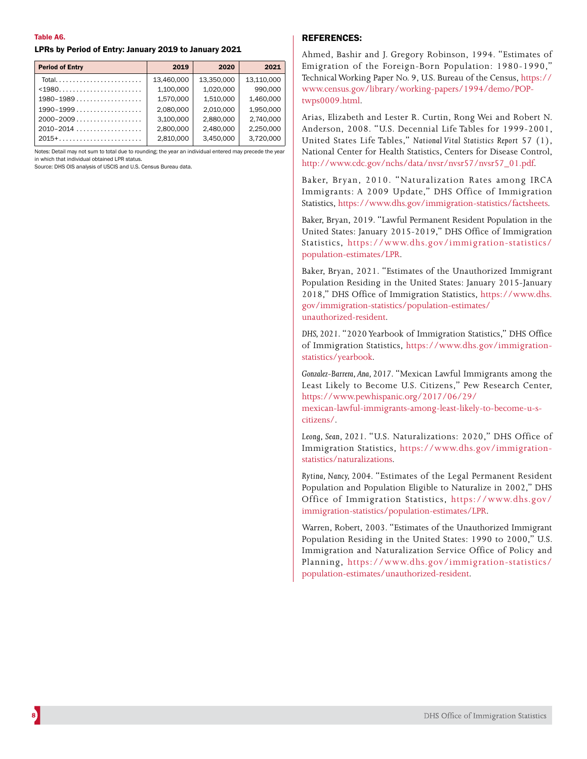**Table A6.**

**LPRs by Period of Entry: January 2019 to January 2021**

| Period of Entry | 2019 | 2020 | 2021 |
|---|---|---|---|
| Total | 13,460,000 | 13,350,000 | 13,110,000 |
| <1980 | 1,100,000 | 1,020,000 | 990,000 |
| 1980–1989 | 1,570,000 | 1,510,000 | 1,460,000 |
| 1990–1999 | 2,080,000 | 2,010,000 | 1,950,000 |
| 2000–2009 | 3,100,000 | 2,880,000 | 2,740,000 |
| 2010–2014 | 2,800,000 | 2,480,000 | 2,250,000 |
| 2015+ | 2,810,000 | 3,450,000 | 3,720,000 |

Notes: Detail may not sum to total due to rounding; the year an individual entered may precede the year in which that individual obtained LPR status.
Source: DHS OIS analysis of USCIS and U.S. Census Bureau data.

## REFERENCES:

Ahmed, Bashir and J. Gregory Robinson, 1994. "Estimates of Emigration of the Foreign-Born Population: 1980-1990," Technical Working Paper No. 9, U.S. Bureau of the Census, https://www.census.gov/library/working-papers/1994/demo/POP-twps0009.html.

Arias, Elizabeth and Lester R. Curtin, Rong Wei and Robert N. Anderson, 2008. "U.S. Decennial Life Tables for 1999-2001, United States Life Tables," *National Vital Statistics Report* 57 (1), National Center for Health Statistics, Centers for Disease Control, http://www.cdc.gov/nchs/data/nvsr/nvsr57/nvsr57_01.pdf.

Baker, Bryan, 2010. "Naturalization Rates among IRCA Immigrants: A 2009 Update," DHS Office of Immigration Statistics, https://www.dhs.gov/immigration-statistics/factsheets.

Baker, Bryan, 2019. "Lawful Permanent Resident Population in the United States: January 2015-2019," DHS Office of Immigration Statistics, https://www.dhs.gov/immigration-statistics/population-estimates/LPR.

Baker, Bryan, 2021. "Estimates of the Unauthorized Immigrant Population Residing in the United States: January 2015-January 2018," DHS Office of Immigration Statistics, https://www.dhs.gov/immigration-statistics/population-estimates/unauthorized-resident.

*DHS*, 2021. "2020 Yearbook of Immigration Statistics," DHS Office of Immigration Statistics, https://www.dhs.gov/immigration-statistics/yearbook.

*Gonzalez-Barrera, Ana*, 2017. "Mexican Lawful Immigrants among the Least Likely to Become U.S. Citizens," Pew Research Center, https://www.pewhispanic.org/2017/06/29/mexican-lawful-immigrants-among-least-likely-to-become-u-s-citizens/.

*Leong, Sean*, 2021. "U.S. Naturalizations: 2020," DHS Office of Immigration Statistics, https://www.dhs.gov/immigration-statistics/naturalizations.

*Rytina, Nancy*, 2004. "Estimates of the Legal Permanent Resident Population and Population Eligible to Naturalize in 2002," DHS Office of Immigration Statistics, https://www.dhs.gov/immigration-statistics/population-estimates/LPR.

Warren, Robert, 2003. "Estimates of the Unauthorized Immigrant Population Residing in the United States: 1990 to 2000," U.S. Immigration and Naturalization Service Office of Policy and Planning, https://www.dhs.gov/immigration-statistics/population-estimates/unauthorized-resident.